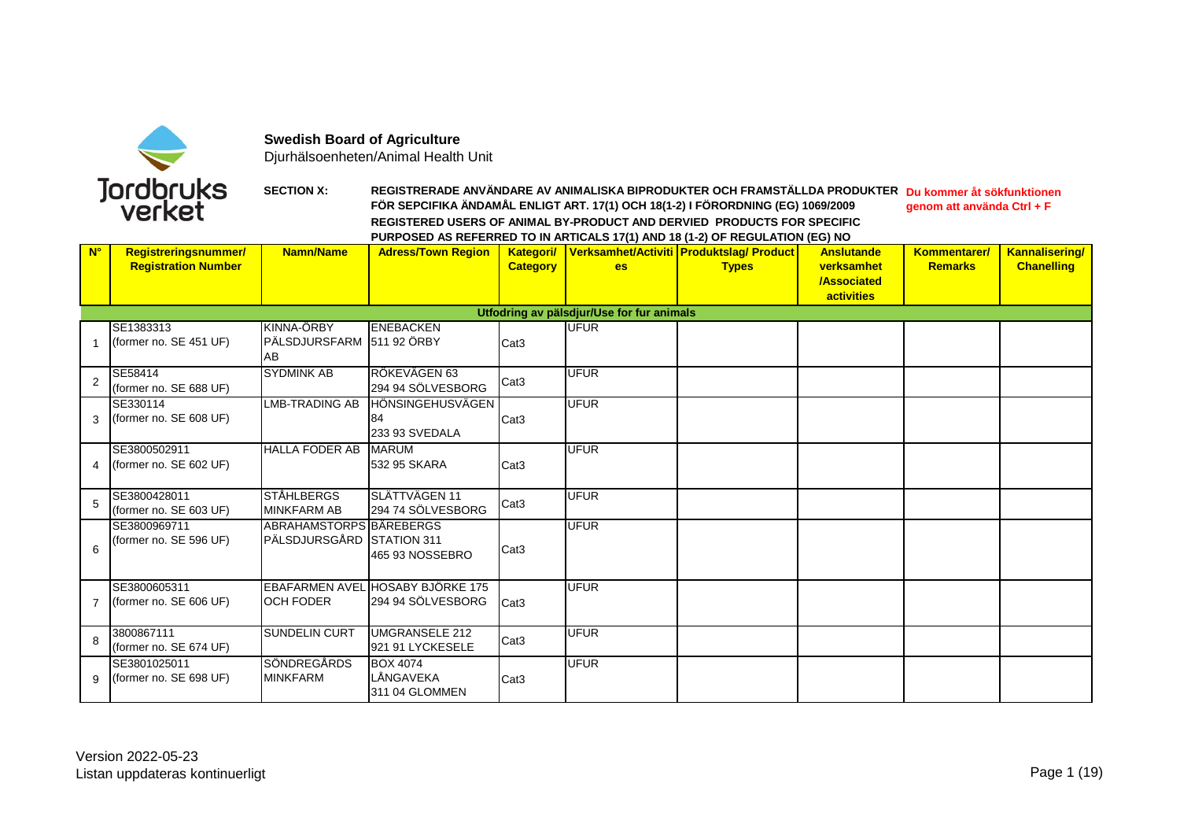**Swedish Board of Agriculture**
Djurhälsoenheten/Animal Health Unit

**SECTION X:** **REGISTRERADE ANVÄNDARE AV ANIMALISKA BIPRODUKTER OCH FRAMSTÄLLDA PRODUKTER FÖR SEPCIFIKA ÄNDAMÅL ENLIGT ART. 17(1) OCH 18(1-2) I FÖRORDNING (EG) 1069/2009**
**REGISTERED USERS OF ANIMAL BY-PRODUCT AND DERVIED PRODUCTS FOR SPECIFIC PURPOSED AS REFERRED TO IN ARTICALS 17(1) AND 18 (1-2) OF REGULATION (EG) NO**

**Du kommer åt sökfunktionen genom att använda Ctrl + F**

| N° | Registreringsnummer/ Registration Number | Namn/Name | Adress/Town Region | Kategori/ Category | Verksamhet/Activities | Produktslag/ Product Types | Anslutande verksamhet /Associated activities | Kommentarer/ Remarks | Kannalisering/ Chanelling |
|---|---|---|---|---|---|---|---|---|---|
| **Utfodring av pälsdjur/Use for fur animals** | | | | | | | | | |
| 1 | SE1383313 (former no. SE 451 UF) | KINNA-ÖRBY PÄLSDJURSFARM AB | ENEBACKEN 511 92 ÖRBY | Cat3 | UFUR | | | | |
| 2 | SE58414 (former no. SE 688 UF) | SYDMINK AB | RÖKEVÄGEN 63 294 94 SÖLVESBORG | Cat3 | UFUR | | | | |
| 3 | SE330114 (former no. SE 608 UF) | LMB-TRADING AB | HÖNSINGEHUSVÄGEN 84 233 93 SVEDALA | Cat3 | UFUR | | | | |
| 4 | SE3800502911 (former no. SE 602 UF) | HALLA FODER AB | MARUM 532 95 SKARA | Cat3 | UFUR | | | | |
| 5 | SE3800428011 (former no. SE 603 UF) | STÅHLBERGS MINKFARM AB | SLÄTTVÄGEN 11 294 74 SÖLVESBORG | Cat3 | UFUR | | | | |
| 6 | SE3800969711 (former no. SE 596 UF) | ABRAHAMSTORPS PÄLSDJURSGÅRD | BÄREBERGS STATION 311 465 93 NOSSEBRO | Cat3 | UFUR | | | | |
| 7 | SE3800605311 (former no. SE 606 UF) | EBAFARMEN AVEL OCH FODER | HOSABY BJÖRKE 175 294 94 SÖLVESBORG | Cat3 | UFUR | | | | |
| 8 | 3800867111 (former no. SE 674 UF) | SUNDELIN CURT | UMGRANSELE 212 921 91 LYCKESELE | Cat3 | UFUR | | | | |
| 9 | SE3801025011 (former no. SE 698 UF) | SÖNDREGÅRDS MINKFARM | BOX 4074 LÅNGAVEKA 311 04 GLOMMEN | Cat3 | UFUR | | | | |

Version 2022-05-23
Listan uppdateras kontinuerligt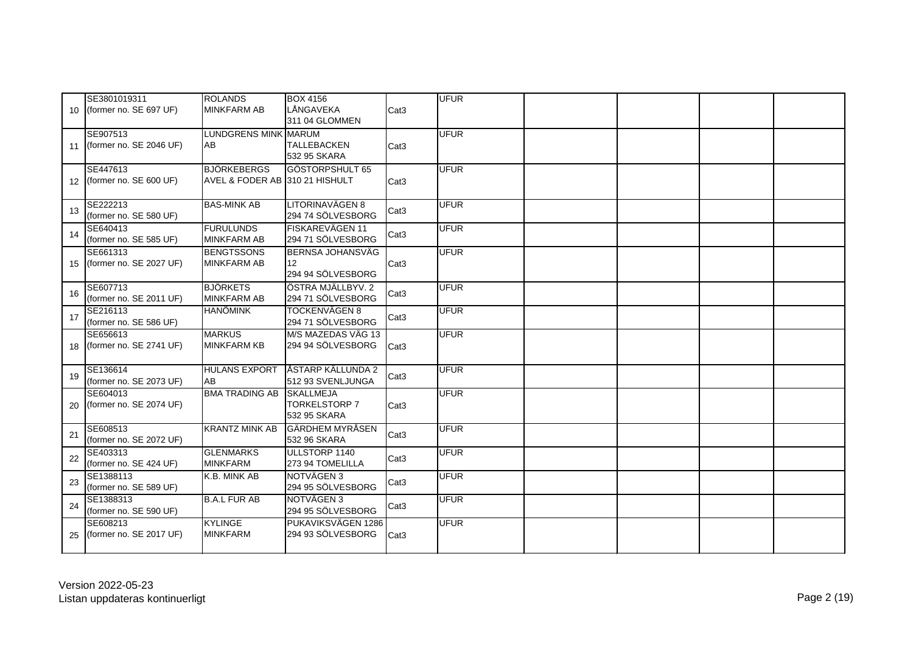| | | | | | | | | | |
|---|---|---|---|---|---|---|---|---|---|
| 10 | SE3801019311 (former no. SE 697 UF) | ROLANDS MINKFARM AB | BOX 4156 LÅNGAVEKA 311 04 GLOMMEN | Cat3 | UFUR | | | | |
| 11 | SE907513 (former no. SE 2046 UF) | LUNDGRENS MINK AB | MARUM TALLEBACKEN 532 95 SKARA | Cat3 | UFUR | | | | |
| 12 | SE447613 (former no. SE 600 UF) | BJÖRKEBERGS AVEL & FODER AB | GÖSTORPSHULT 65 310 21 HISHULT | Cat3 | UFUR | | | | |
| 13 | SE222213 (former no. SE 580 UF) | BAS-MINK AB | LITORINAVÄGEN 8 294 74 SÖLVESBORG | Cat3 | UFUR | | | | |
| 14 | SE640413 (former no. SE 585 UF) | FURULUNDS MINKFARM AB | FISKAREVÄGEN 11 294 71 SÖLVESBORG | Cat3 | UFUR | | | | |
| 15 | SE661313 (former no. SE 2027 UF) | BENGTSSONS MINKFARM AB | BERNSA JOHANSVÄG 12 294 94 SÖLVESBORG | Cat3 | UFUR | | | | |
| 16 | SE607713 (former no. SE 2011 UF) | BJÖRKETS MINKFARM AB | ÖSTRA MJÄLLBYV. 2 294 71 SÖLVESBORG | Cat3 | UFUR | | | | |
| 17 | SE216113 (former no. SE 586 UF) | HANÖMINK | TOCKENVÄGEN 8 294 71 SÖLVESBORG | Cat3 | UFUR | | | | |
| 18 | SE656613 (former no. SE 2741 UF) | MARKUS MINKFARM KB | M/S MAZEDAS VÄG 13 294 94 SÖLVESBORG | Cat3 | UFUR | | | | |
| 19 | SE136614 (former no. SE 2073 UF) | HULANS EXPORT AB | ÅSTARP KÄLLUNDA 2 512 93 SVENLJUNGA | Cat3 | UFUR | | | | |
| 20 | SE604013 (former no. SE 2074 UF) | BMA TRADING AB | SKALLMEJA TORKELSTORP 7 532 95 SKARA | Cat3 | UFUR | | | | |
| 21 | SE608513 (former no. SE 2072 UF) | KRANTZ MINK AB | GÄRDHEM MYRÅSEN 532 96 SKARA | Cat3 | UFUR | | | | |
| 22 | SE403313 (former no. SE 424 UF) | GLENMARKS MINKFARM | ULLSTORP 1140 273 94 TOMELILLA | Cat3 | UFUR | | | | |
| 23 | SE1388113 (former no. SE 589 UF) | K.B. MINK AB | NOTVÄGEN 3 294 95 SÖLVESBORG | Cat3 | UFUR | | | | |
| 24 | SE1388313 (former no. SE 590 UF) | B.A.L FUR AB | NOTVÄGEN 3 294 95 SÖLVESBORG | Cat3 | UFUR | | | | |
| 25 | SE608213 (former no. SE 2017 UF) | KYLINGE MINKFARM | PUKAVIKSVÄGEN 1286 294 93 SÖLVESBORG | Cat3 | UFUR | | | | |

Version 2022-05-23
Listan uppdateras kontinuerligt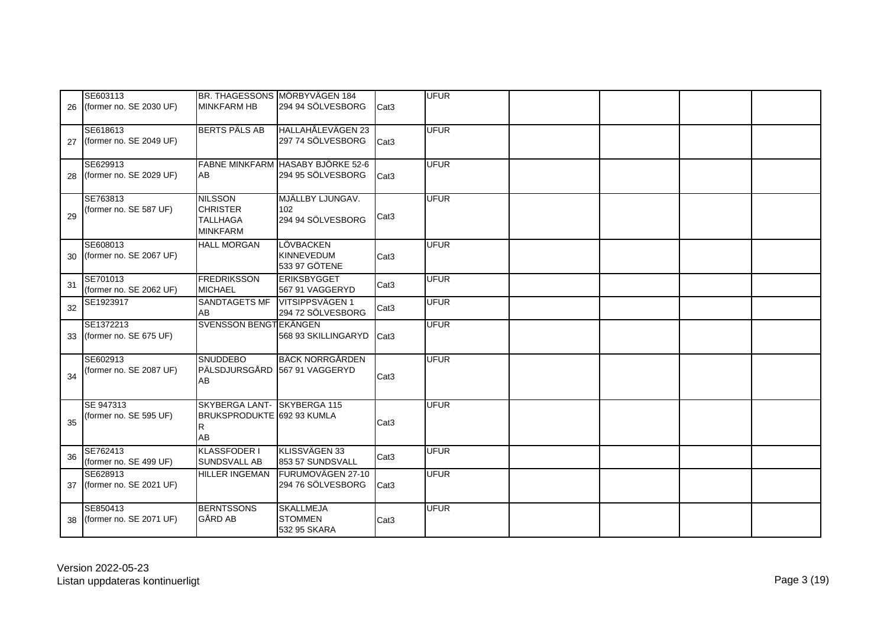| | | | | | | | | | |
|---|---|---|---|---|---|---|---|---|---|
| 26 | SE603113 (former no. SE 2030 UF) | BR. THAGESSONS MINKFARM HB | MÖRBYVÄGEN 184 294 94 SÖLVESBORG | Cat3 | UFUR | | | | |
| 27 | SE618613 (former no. SE 2049 UF) | BERTS PÄLS AB | HALLAHÅLEVÄGEN 23 297 74 SÖLVESBORG | Cat3 | UFUR | | | | |
| 28 | SE629913 (former no. SE 2029 UF) | FABNE MINKFARM AB | HASABY BJÖRKE 52-6 294 95 SÖLVESBORG | Cat3 | UFUR | | | | |
| 29 | SE763813 (former no. SE 587 UF) | NILSSON CHRISTER TALLHAGA MINKFARM | MJÄLLBY LJUNGAV. 102 294 94 SÖLVESBORG | Cat3 | UFUR | | | | |
| 30 | SE608013 (former no. SE 2067 UF) | HALL MORGAN | LÖVBACKEN KINNEVEDUM 533 97 GÖTENE | Cat3 | UFUR | | | | |
| 31 | SE701013 (former no. SE 2062 UF) | FREDRIKSSON MICHAEL | ERIKSBYGGET 567 91 VAGGERYD | Cat3 | UFUR | | | | |
| 32 | SE1923917 | SANDTAGETS MF AB | VITSIPPSVÄGEN 1 294 72 SÖLVESBORG | Cat3 | UFUR | | | | |
| 33 | SE1372213 (former no. SE 675 UF) | SVENSSON BENGT | EKÄNGEN 568 93 SKILLINGARYD | Cat3 | UFUR | | | | |
| 34 | SE602913 (former no. SE 2087 UF) | SNUDDEBO PÄLSDJURSGÅRD AB | BÄCK NORRGÅRDEN 567 91 VAGGERYD | Cat3 | UFUR | | | | |
| 35 | SE 947313 (former no. SE 595 UF) | SKYBERGA LANT-BRUKSPRODUKTER AB | SKYBERGA 115 692 93 KUMLA | Cat3 | UFUR | | | | |
| 36 | SE762413 (former no. SE 499 UF) | KLASSFODER I SUNDSVALL AB | KLISSVÄGEN 33 853 57 SUNDSVALL | Cat3 | UFUR | | | | |
| 37 | SE628913 (former no. SE 2021 UF) | HILLER INGEMAN | FURUMOVÄGEN 27-10 294 76 SÖLVESBORG | Cat3 | UFUR | | | | |
| 38 | SE850413 (former no. SE 2071 UF) | BERNTSSONS GÅRD AB | SKALLMEJA STOMMEN 532 95 SKARA | Cat3 | UFUR | | | | |

Version 2022-05-23
Listan uppdateras kontinuerligt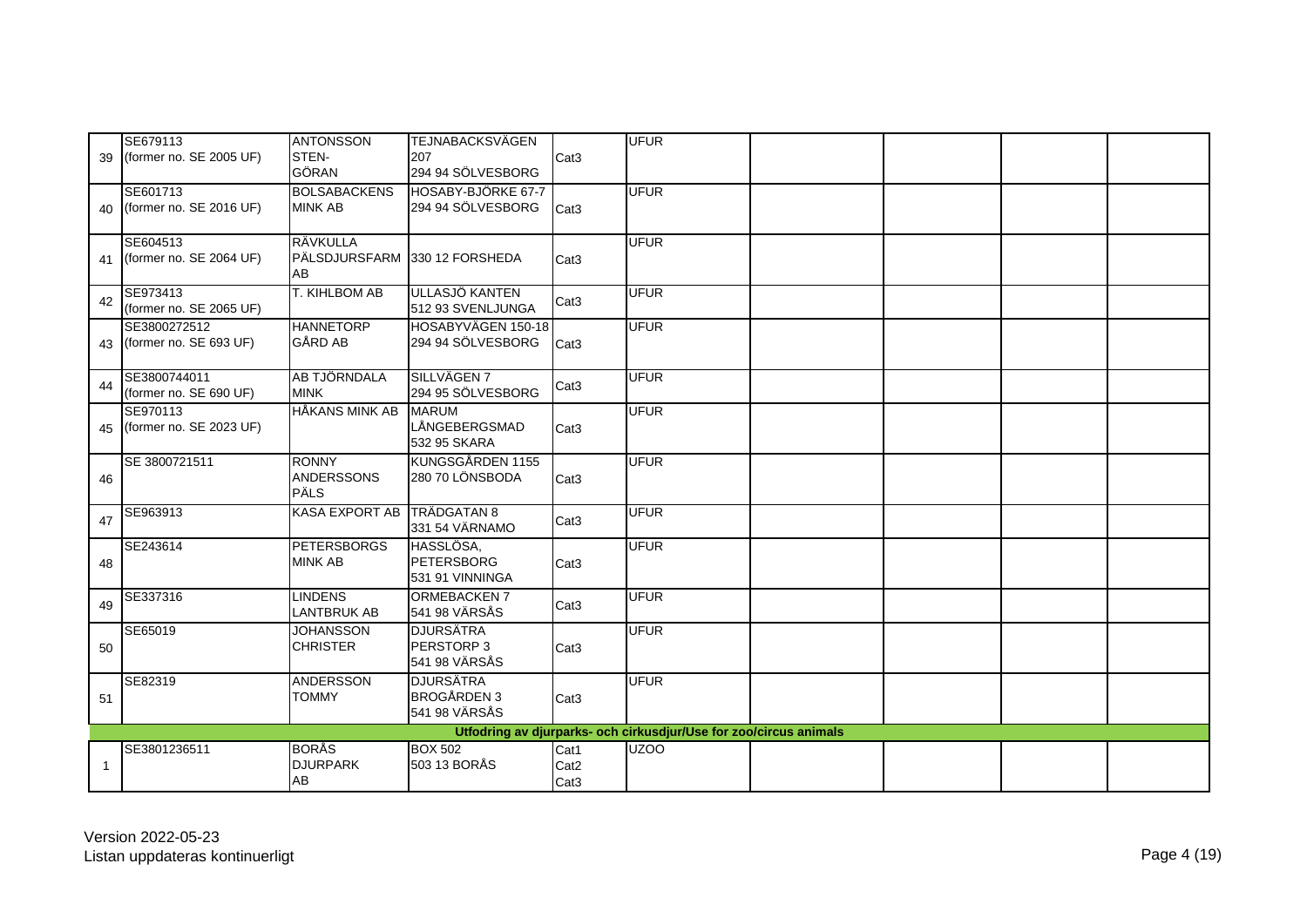| | | | | | | | | | |
|---|---|---|---|---|---|---|---|---|---|
| 39 | SE679113 (former no. SE 2005 UF) | ANTONSSON STEN-GÖRAN | TEJNABACKSVÄGEN 207 294 94 SÖLVESBORG | Cat3 | UFUR | | | | |
| 40 | SE601713 (former no. SE 2016 UF) | BOLSABACKENS MINK AB | HOSABY-BJÖRKE 67-7 294 94 SÖLVESBORG | Cat3 | UFUR | | | | |
| 41 | SE604513 (former no. SE 2064 UF) | RÄVKULLA PÄLSDJURSFARM AB | 330 12 FORSHEDA | Cat3 | UFUR | | | | |
| 42 | SE973413 (former no. SE 2065 UF) | T. KIHLBOM AB | ULLASJÖ KANTEN 512 93 SVENLJUNGA | Cat3 | UFUR | | | | |
| 43 | SE3800272512 (former no. SE 693 UF) | HANNETORP GÅRD AB | HOSABYVÄGEN 150-18 294 94 SÖLVESBORG | Cat3 | UFUR | | | | |
| 44 | SE3800744011 (former no. SE 690 UF) | AB TJÖRNDALA MINK | SILLVÄGEN 7 294 95 SÖLVESBORG | Cat3 | UFUR | | | | |
| 45 | SE970113 (former no. SE 2023 UF) | HÅKANS MINK AB | MARUM LÅNGEBERGSMAD 532 95 SKARA | Cat3 | UFUR | | | | |
| 46 | SE 3800721511 | RONNY ANDERSSONS PÄLS | KUNGSGÅRDEN 1155 280 70 LÖNSBODA | Cat3 | UFUR | | | | |
| 47 | SE963913 | KASA EXPORT AB | TRÄDGATAN 8 331 54 VÄRNAMO | Cat3 | UFUR | | | | |
| 48 | SE243614 | PETERSBORGS MINK AB | HASSLÖSA, PETERSBORG 531 91 VINNINGA | Cat3 | UFUR | | | | |
| 49 | SE337316 | LINDENS LANTBRUK AB | ORMEBACKEN 7 541 98 VÄRSÅS | Cat3 | UFUR | | | | |
| 50 | SE65019 | JOHANSSON CHRISTER | DJURSÄTRA PERSTORP 3 541 98 VÄRSÅS | Cat3 | UFUR | | | | |
| 51 | SE82319 | ANDERSSON TOMMY | DJURSÄTRA BROGÅRDEN 3 541 98 VÄRSÅS | Cat3 | UFUR | | | | |
| **Utfodring av djurparks- och cirkusdjur/Use for zoo/circus animals** | | | | | | | | | |
| 1 | SE3801236511 | BORÅS DJURPARK AB | BOX 502 503 13 BORÅS | Cat1 Cat2 Cat3 | UZOO | | | | |

Version 2022-05-23
Listan uppdateras kontinuerligt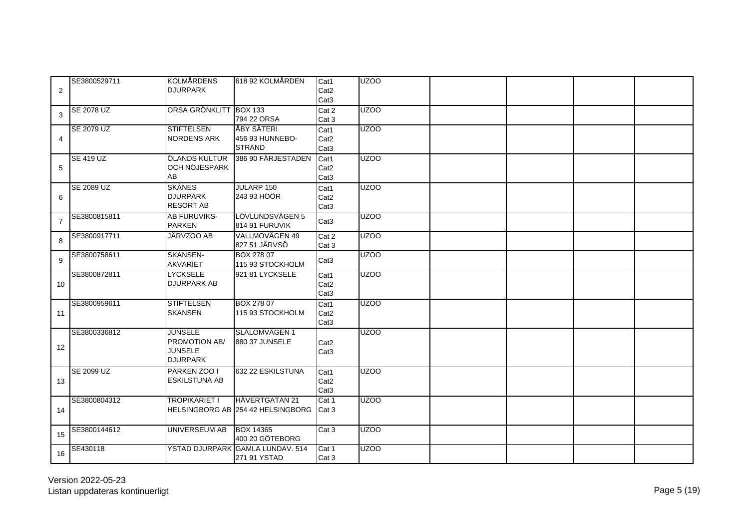| | | | | | | | | | |
|---|---|---|---|---|---|---|---|---|---|
| 2 | SE3800529711 | KOLMÅRDENS DJURPARK | 618 92 KOLMÅRDEN | Cat1 Cat2 Cat3 | UZOO | | | | |
| 3 | SE 2078 UZ | ORSA GRÖNKLITT | BOX 133 794 22 ORSA | Cat 2 Cat 3 | UZOO | | | | |
| 4 | SE 2079 UZ | STIFTELSEN NORDENS ARK | ÅBY SÄTERI 456 93 HUNNEBO-STRAND | Cat1 Cat2 Cat3 | UZOO | | | | |
| 5 | SE 419 UZ | ÖLANDS KULTUR OCH NÖJESPARK AB | 386 90 FÄRJESTADEN | Cat1 Cat2 Cat3 | UZOO | | | | |
| 6 | SE 2089 UZ | SKÅNES DJURPARK RESORT AB | JULARP 150 243 93 HÖÖR | Cat1 Cat2 Cat3 | UZOO | | | | |
| 7 | SE3800815811 | AB FURUVIKS-PARKEN | LÖVLUNDSVÄGEN 5 814 91 FURUVIK | Cat3 | UZOO | | | | |
| 8 | SE3800917711 | JÄRVZOO AB | VALLMOVÄGEN 49 827 51 JÄRVSÖ | Cat 2 Cat 3 | UZOO | | | | |
| 9 | SE3800758611 | SKANSEN-AKVARIET | BOX 278 07 115 93 STOCKHOLM | Cat3 | UZOO | | | | |
| 10 | SE3800872811 | LYCKSELE DJURPARK AB | 921 81 LYCKSELE | Cat1 Cat2 Cat3 | UZOO | | | | |
| 11 | SE3800959611 | STIFTELSEN SKANSEN | BOX 278 07 115 93 STOCKHOLM | Cat1 Cat2 Cat3 | UZOO | | | | |
| 12 | SE3800336812 | JUNSELE PROMOTION AB/ JUNSELE DJURPARK | SLALOMVÄGEN 1 880 37 JUNSELE | Cat2 Cat3 | UZOO | | | | |
| 13 | SE 2099 UZ | PARKEN ZOO I ESKILSTUNA AB | 632 22 ESKILSTUNA | Cat1 Cat2 Cat3 | UZOO | | | | |
| 14 | SE3800804312 | TROPIKARIET I HELSINGBORG AB | HÄVERTGATAN 21 254 42 HELSINGBORG | Cat 1 Cat 3 | UZOO | | | | |
| 15 | SE3800144612 | UNIVERSEUM AB | BOX 14365 400 20 GÖTEBORG | Cat 3 | UZOO | | | | |
| 16 | SE430118 | YSTAD DJURPARK | GAMLA LUNDAV. 514 271 91 YSTAD | Cat 1 Cat 3 | UZOO | | | | |

Version 2022-05-23
Listan uppdateras kontinuerligt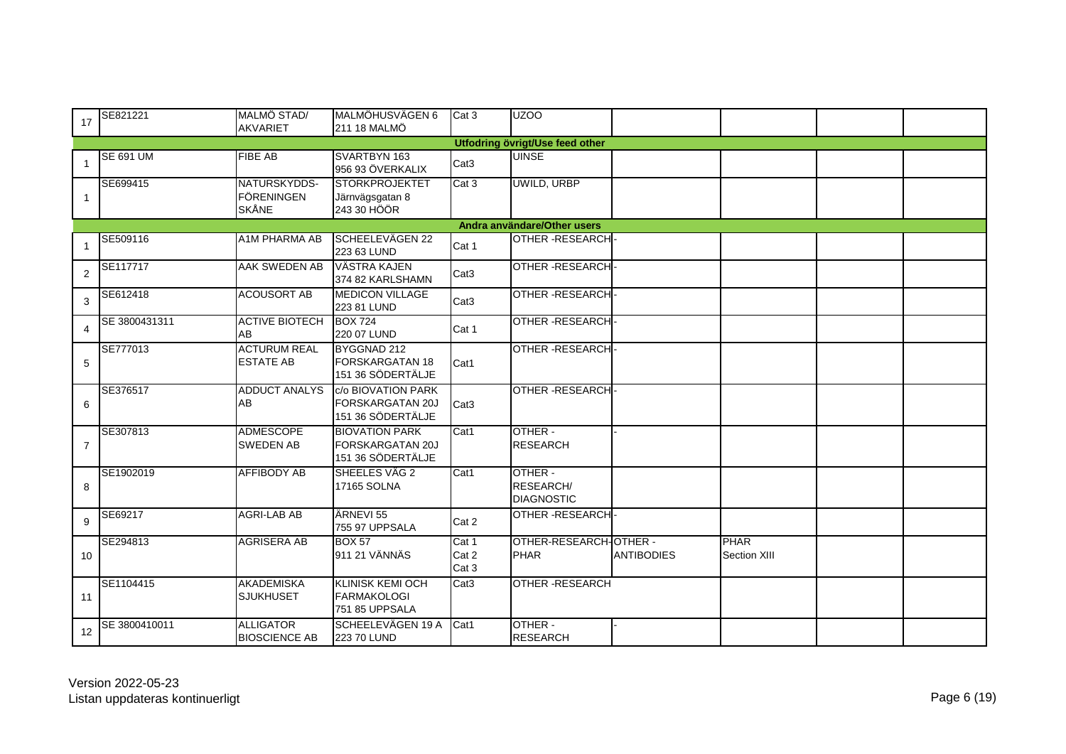| | | | | | | | | | |
|---|---|---|---|---|---|---|---|---|---|
| 17 | SE821221 | MALMÖ STAD/ AKVARIET | MALMÖHUSVÄGEN 6 211 18 MALMÖ | Cat 3 | UZOO | | | | |
| **Utfodring övrigt/Use feed other** | | | | | | | | | |
| 1 | SE 691 UM | FIBE AB | SVARTBYN 163 956 93 ÖVERKALIX | Cat3 | UINSE | | | | |
| 1 | SE699415 | NATURSKYDDS-FÖRENINGEN SKÅNE | STORKPROJEKTET Järnvägsgatan 8 243 30 HÖÖR | Cat 3 | UWILD, URBP | | | | |
| **Andra användare/Other users** | | | | | | | | | |
| 1 | SE509116 | A1M PHARMA AB | SCHEELEVÄGEN 22 223 63 LUND | Cat 1 | OTHER -RESEARCH | - | | | |
| 2 | SE117717 | AAK SWEDEN AB | VÄSTRA KAJEN 374 82 KARLSHAMN | Cat3 | OTHER -RESEARCH | - | | | |
| 3 | SE612418 | ACOUSORT AB | MEDICON VILLAGE 223 81 LUND | Cat3 | OTHER -RESEARCH | - | | | |
| 4 | SE 3800431311 | ACTIVE BIOTECH AB | BOX 724 220 07 LUND | Cat 1 | OTHER -RESEARCH | - | | | |
| 5 | SE777013 | ACTURUM REAL ESTATE AB | BYGGNAD 212 FORSKARGATAN 18 151 36 SÖDERTÄLJE | Cat1 | OTHER -RESEARCH | - | | | |
| 6 | SE376517 | ADDUCT ANALYS AB | c/o BIOVATION PARK FORSKARGATAN 20J 151 36 SÖDERTÄLJE | Cat3 | OTHER -RESEARCH | - | | | |
| 7 | SE307813 | ADMESCOPE SWEDEN AB | BIOVATION PARK FORSKARGATAN 20J 151 36 SÖDERTÄLJE | Cat1 | OTHER - RESEARCH | - | | | |
| 8 | SE1902019 | AFFIBODY AB | SHEELES VÄG 2 17165 SOLNA | Cat1 | OTHER - RESEARCH/ DIAGNOSTIC | | | | |
| 9 | SE69217 | AGRI-LAB AB | ÄRNEVI 55 755 97 UPPSALA | Cat 2 | OTHER -RESEARCH | - | | | |
| 10 | SE294813 | AGRISERA AB | BOX 57 911 21 VÄNNÄS | Cat 1 Cat 2 Cat 3 | OTHER-RESEARCH-PHAR | OTHER - ANTIBODIES | PHAR Section XIII | | |
| 11 | SE1104415 | AKADEMISKA SJUKHUSET | KLINISK KEMI OCH FARMAKOLOGI 751 85 UPPSALA | Cat3 | OTHER -RESEARCH | | | | |
| 12 | SE 3800410011 | ALLIGATOR BIOSCIENCE AB | SCHEELEVÄGEN 19 A 223 70 LUND | Cat1 | OTHER - RESEARCH | - | | | |

Version 2022-05-23
Listan uppdateras kontinuerligt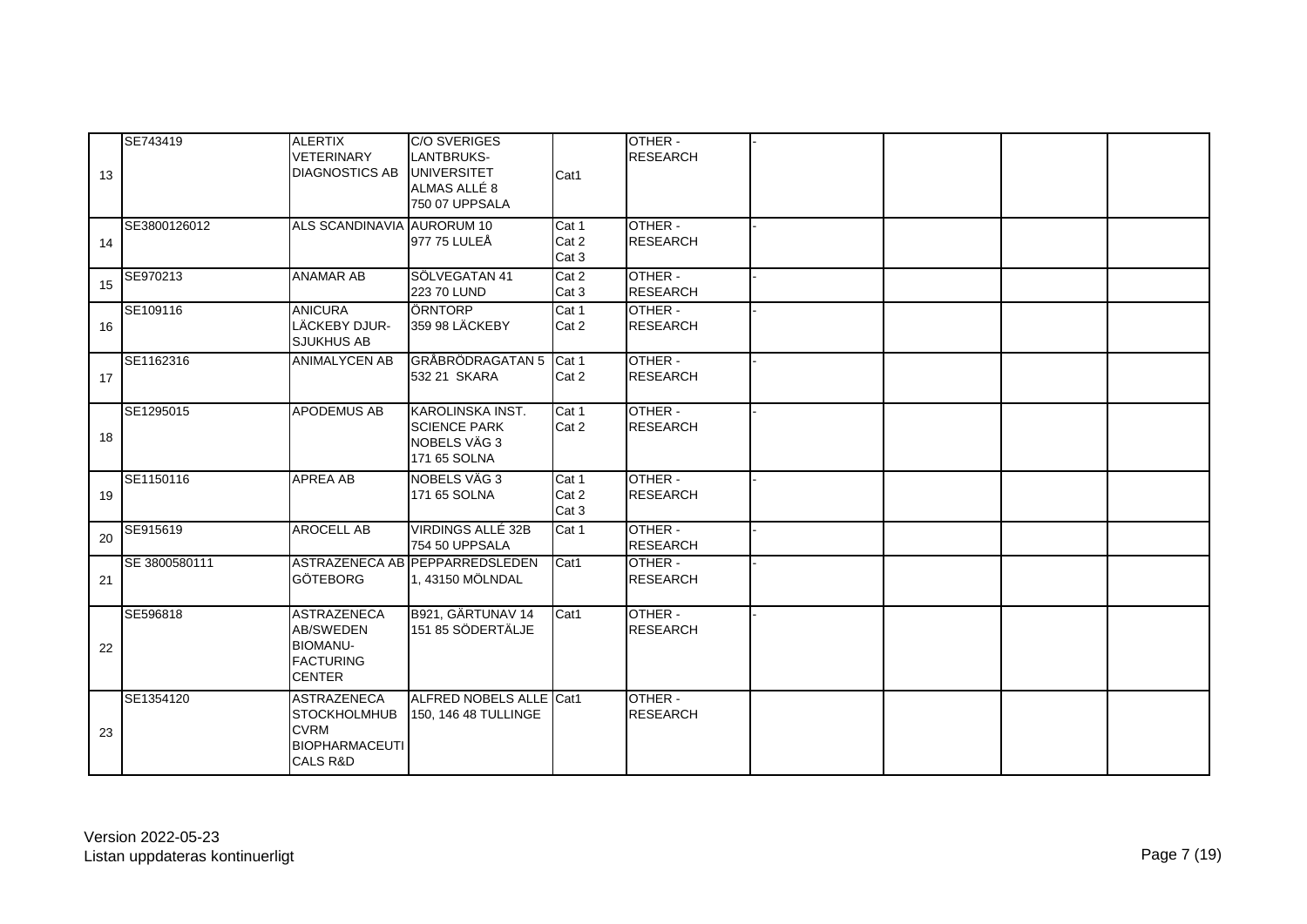| | | | | | | | | | | |
|---|---|---|---|---|---|---|---|---|---|---|
| 13 | SE743419 | ALERTIX VETERINARY DIAGNOSTICS AB | C/O SVERIGES LANTBRUKS-UNIVERSITET ALMAS ALLÉ 8 750 07 UPPSALA | Cat1 | OTHER - RESEARCH | - | | | | |
| 14 | SE3800126012 | ALS SCANDINAVIA | AURORUM 10 977 75 LULEÅ | Cat 1 Cat 2 Cat 3 | OTHER - RESEARCH | - | | | | |
| 15 | SE970213 | ANAMAR AB | SÖLVEGATAN 41 223 70 LUND | Cat 2 Cat 3 | OTHER - RESEARCH | - | | | | |
| 16 | SE109116 | ANICURA LÄCKEBY DJUR-SJUKHUS AB | ÖRNTORP 359 98 LÄCKEBY | Cat 1 Cat 2 | OTHER - RESEARCH | - | | | | |
| 17 | SE1162316 | ANIMALYCEN AB | GRÅBRÖDRAGATAN 5 532 21 SKARA | Cat 1 Cat 2 | OTHER - RESEARCH | - | | | | |
| 18 | SE1295015 | APODEMUS AB | KAROLINSKA INST. SCIENCE PARK NOBELS VÄG 3 171 65 SOLNA | Cat 1 Cat 2 | OTHER - RESEARCH | - | | | | |
| 19 | SE1150116 | APREA AB | NOBELS VÄG 3 171 65 SOLNA | Cat 1 Cat 2 Cat 3 | OTHER - RESEARCH | - | | | | |
| 20 | SE915619 | AROCELL AB | VIRDINGS ALLÉ 32B 754 50 UPPSALA | Cat 1 | OTHER - RESEARCH | - | | | | |
| 21 | SE 3800580111 | ASTRAZENECA AB GÖTEBORG | PEPPARREDSLEDEN 1, 43150 MÖLNDAL | Cat1 | OTHER - RESEARCH | - | | | | |
| 22 | SE596818 | ASTRAZENECA AB/SWEDEN BIOMANU-FACTURING CENTER | B921, GÄRTUNAV 14 151 85 SÖDERTÄLJE | Cat1 | OTHER - RESEARCH | - | | | | |
| 23 | SE1354120 | ASTRAZENECA STOCKHOLMHUB CVRM BIOPHARMACEUTICALS R&D | ALFRED NOBELS ALLE 150, 146 48 TULLINGE | Cat1 | OTHER - RESEARCH | | | | | |

Version 2022-05-23
Listan uppdateras kontinuerligt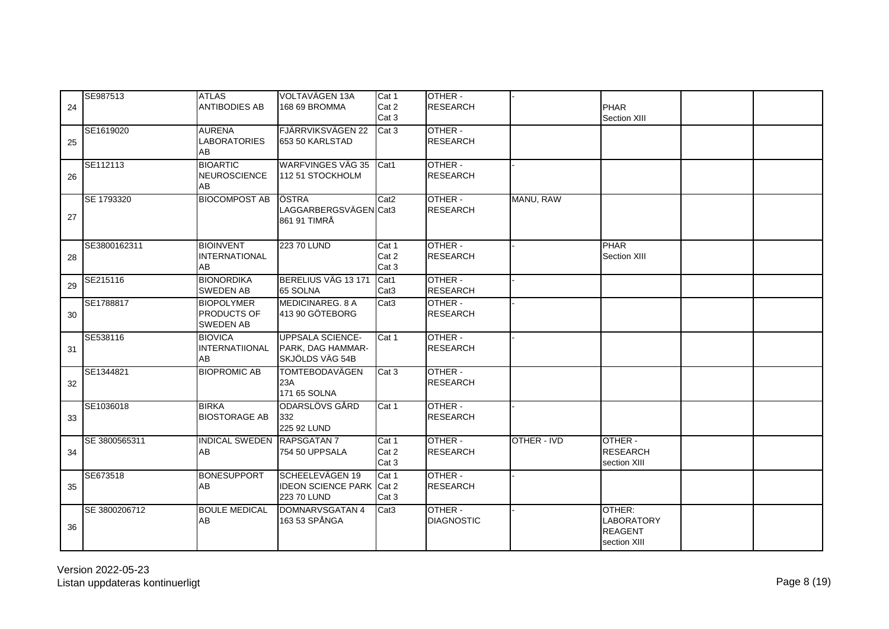| | | | | | | | | | |
|---|---|---|---|---|---|---|---|---|---|
| 24 | SE987513 | ATLAS ANTIBODIES AB | VOLTAVÄGEN 13A 168 69 BROMMA | Cat 1 Cat 2 Cat 3 | OTHER - RESEARCH | - | PHAR Section XIII | | |
| 25 | SE1619020 | AURENA LABORATORIES AB | FJÄRRVIKSVÄGEN 22 653 50 KARLSTAD | Cat 3 | OTHER - RESEARCH | | | | |
| 26 | SE112113 | BIOARTIC NEUROSCIENCE AB | WARFVINGES VÄG 35 112 51 STOCKHOLM | Cat1 | OTHER - RESEARCH | - | | | |
| 27 | SE 1793320 | BIOCOMPOST AB | ÖSTRA LAGGARBERGSVÄGEN 861 91 TIMRÅ | Cat2 Cat3 | OTHER - RESEARCH | MANU, RAW | | | |
| 28 | SE3800162311 | BIOINVENT INTERNATIONAL AB | 223 70 LUND | Cat 1 Cat 2 Cat 3 | OTHER - RESEARCH | - | PHAR Section XIII | | |
| 29 | SE215116 | BIONORDIKA SWEDEN AB | BERELIUS VÄG 13 171 65 SOLNA | Cat1 Cat3 | OTHER - RESEARCH | - | | | |
| 30 | SE1788817 | BIOPOLYMER PRODUCTS OF SWEDEN AB | MEDICINAREG. 8 A 413 90 GÖTEBORG | Cat3 | OTHER - RESEARCH | - | | | |
| 31 | SE538116 | BIOVICA INTERNATIIONAL AB | UPPSALA SCIENCE-PARK, DAG HAMMAR-SKJÖLDS VÄG 54B | Cat 1 | OTHER - RESEARCH | - | | | |
| 32 | SE1344821 | BIOPROMIC AB | TOMTEBODAVÄGEN 23A 171 65 SOLNA | Cat 3 | OTHER - RESEARCH | | | | |
| 33 | SE1036018 | BIRKA BIOSTORAGE AB | ODARSLÖVS GÅRD 332 225 92 LUND | Cat 1 | OTHER - RESEARCH | - | | | |
| 34 | SE 3800565311 | INDICAL SWEDEN AB | RAPSGATAN 7 754 50 UPPSALA | Cat 1 Cat 2 Cat 3 | OTHER - RESEARCH | OTHER - IVD | OTHER - RESEARCH section XIII | | |
| 35 | SE673518 | BONESUPPORT AB | SCHEELEVÄGEN 19 IDEON SCIENCE PARK 223 70 LUND | Cat 1 Cat 2 Cat 3 | OTHER - RESEARCH | - | | | |
| 36 | SE 3800206712 | BOULE MEDICAL AB | DOMNARVSGATAN 4 163 53 SPÅNGA | Cat3 | OTHER - DIAGNOSTIC | - | OTHER: LABORATORY REAGENT section XIII | | |

Version 2022-05-23
Listan uppdateras kontinuerligt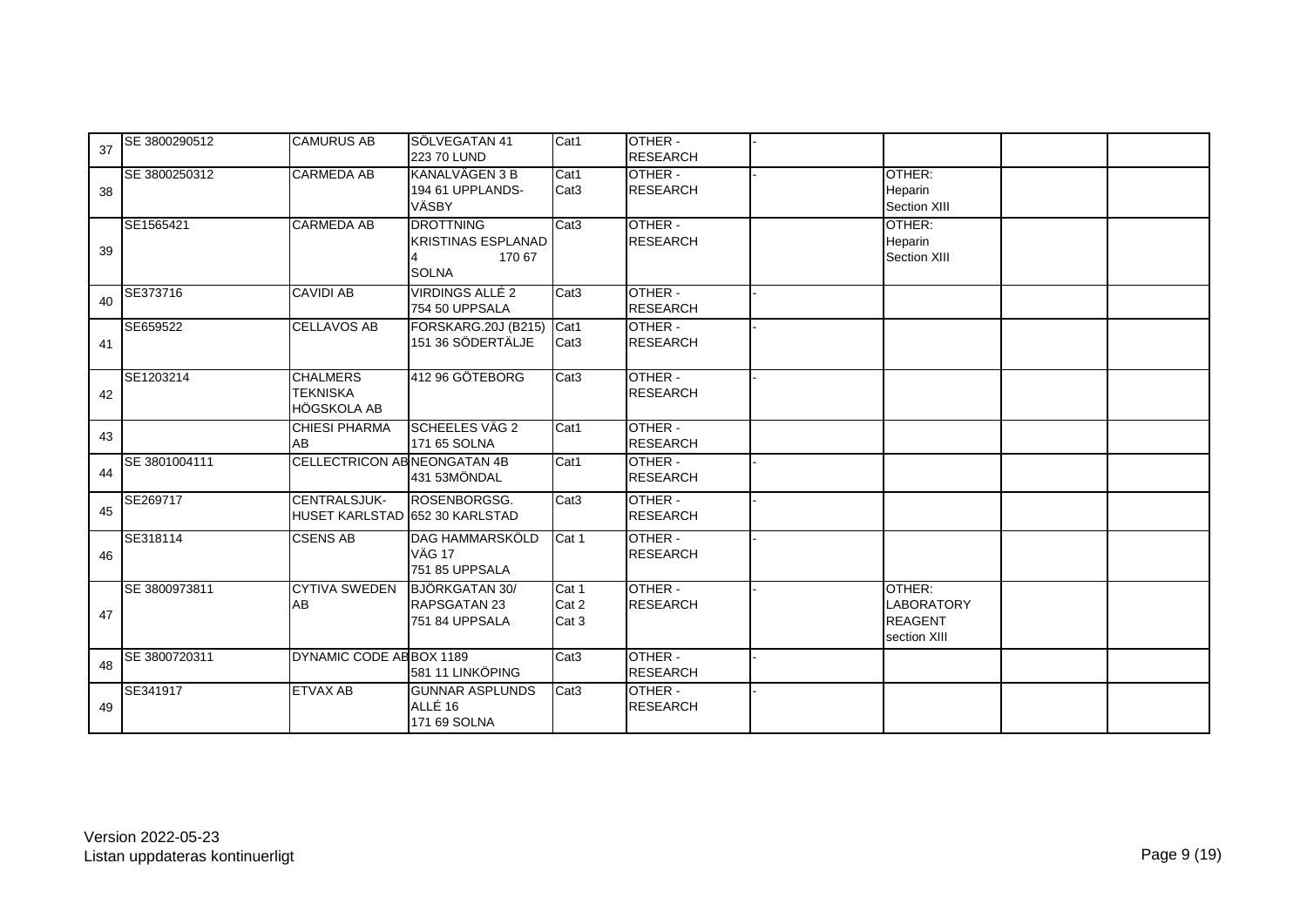| 37 | SE 3800290512 | CAMURUS AB | SÖLVEGATAN 41<br>223 70 LUND | Cat1 | OTHER -<br>RESEARCH | - | | | |
|---|---|---|---|---|---|---|---|---|---|
| 38 | SE 3800250312 | CARMEDA AB | KANALVÄGEN 3 B<br>194 61 UPPLANDS-VÄSBY | Cat1<br>Cat3 | OTHER -<br>RESEARCH | - | OTHER:<br>Heparin<br>Section XIII | | |
| 39 | SE1565421 | CARMEDA AB | DROTTNING KRISTINAS ESPLANAD 4 170 67 SOLNA | Cat3 | OTHER -<br>RESEARCH | | OTHER:<br>Heparin<br>Section XIII | | |
| 40 | SE373716 | CAVIDI AB | VIRDINGS ALLÉ 2<br>754 50 UPPSALA | Cat3 | OTHER -<br>RESEARCH | - | | | |
| 41 | SE659522 | CELLAVOS AB | FORSKARG.20J (B215)<br>151 36 SÖDERTÄLJE | Cat1<br>Cat3 | OTHER -<br>RESEARCH | - | | | |
| 42 | SE1203214 | CHALMERS TEKNISKA HÖGSKOLA AB | 412 96 GÖTEBORG | Cat3 | OTHER -<br>RESEARCH | - | | | |
| 43 | | CHIESI PHARMA AB | SCHEELES VÄG 2<br>171 65 SOLNA | Cat1 | OTHER -<br>RESEARCH | - | | | |
| 44 | SE 3801004111 | CELLECTRICON AB | NEONGATAN 4B<br>431 53MÖNDAL | Cat1 | OTHER -<br>RESEARCH | - | | | |
| 45 | SE269717 | CENTRALSJUK-HUSET KARLSTAD | ROSENBORGSG.<br>652 30 KARLSTAD | Cat3 | OTHER -<br>RESEARCH | - | | | |
| 46 | SE318114 | CSENS AB | DAG HAMMARSKÖLD VÄG 17<br>751 85 UPPSALA | Cat 1 | OTHER -<br>RESEARCH | - | | | |
| 47 | SE 3800973811 | CYTIVA SWEDEN AB | BJÖRKGATAN 30/<br>RAPSGATAN 23<br>751 84 UPPSALA | Cat 1<br>Cat 2<br>Cat 3 | OTHER -<br>RESEARCH | - | OTHER:<br>LABORATORY<br>REAGENT<br>section XIII | | |
| 48 | SE 3800720311 | DYNAMIC CODE AB | BOX 1189<br>581 11 LINKÖPING | Cat3 | OTHER -<br>RESEARCH | - | | | |
| 49 | SE341917 | ETVAX AB | GUNNAR ASPLUNDS ALLÉ 16<br>171 69 SOLNA | Cat3 | OTHER -<br>RESEARCH | - | | | |

Version 2022-05-23
Listan uppdateras kontinuerligt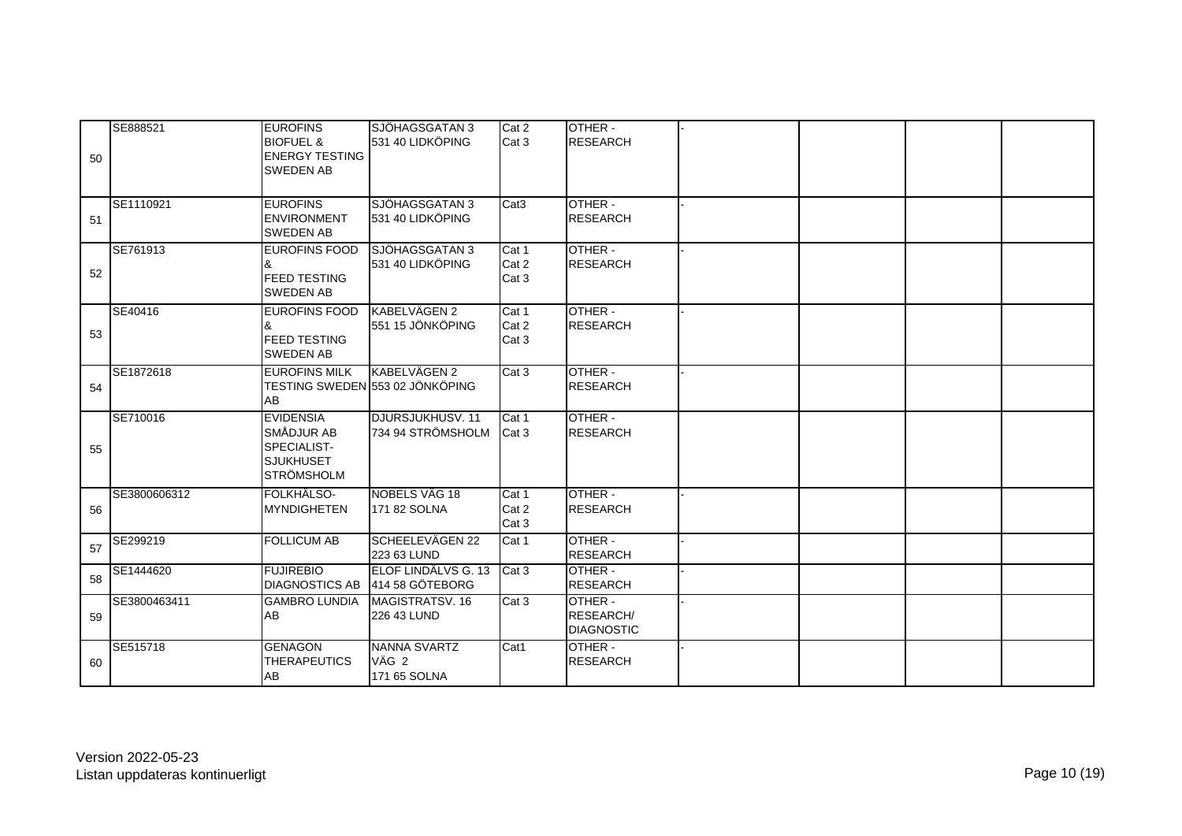| 50 | SE888521 | EUROFINS BIOFUEL & ENERGY TESTING SWEDEN AB | SJÖHAGSGATAN 3 531 40 LIDKÖPING | Cat 2 Cat 3 | OTHER - RESEARCH | - | | | |
|---|---|---|---|---|---|---|---|---|---|
| 51 | SE1110921 | EUROFINS ENVIRONMENT SWEDEN AB | SJÖHAGSGATAN 3 531 40 LIDKÖPING | Cat3 | OTHER - RESEARCH | - | | | |
| 52 | SE761913 | EUROFINS FOOD & FEED TESTING SWEDEN AB | SJÖHAGSGATAN 3 531 40 LIDKÖPING | Cat 1 Cat 2 Cat 3 | OTHER - RESEARCH | - | | | |
| 53 | SE40416 | EUROFINS FOOD & FEED TESTING SWEDEN AB | KABELVÄGEN 2 551 15 JÖNKÖPING | Cat 1 Cat 2 Cat 3 | OTHER - RESEARCH | - | | | |
| 54 | SE1872618 | EUROFINS MILK TESTING SWEDEN AB | KABELVÄGEN 2 553 02 JÖNKÖPING | Cat 3 | OTHER - RESEARCH | - | | | |
| 55 | SE710016 | EVIDENSIA SMÅDJUR AB SPECIALIST-SJUKHUSET STRÖMSHOLM | DJURSJUKHUSV. 11 734 94 STRÖMSHOLM | Cat 1 Cat 3 | OTHER - RESEARCH | | | | |
| 56 | SE3800606312 | FOLKHÄLSO-MYNDIGHETEN | NOBELS VÄG 18 171 82 SOLNA | Cat 1 Cat 2 Cat 3 | OTHER - RESEARCH | - | | | |
| 57 | SE299219 | FOLLICUM AB | SCHEELEVÄGEN 22 223 63 LUND | Cat 1 | OTHER - RESEARCH | - | | | |
| 58 | SE1444620 | FUJIREBIO DIAGNOSTICS AB | ELOF LINDÄLVS G. 13 414 58 GÖTEBORG | Cat 3 | OTHER - RESEARCH | - | | | |
| 59 | SE3800463411 | GAMBRO LUNDIA AB | MAGISTRATSV. 16 226 43 LUND | Cat 3 | OTHER - RESEARCH/ DIAGNOSTIC | - | | | |
| 60 | SE515718 | GENAGON THERAPEUTICS AB | NANNA SVARTZ VÄG 2 171 65 SOLNA | Cat1 | OTHER - RESEARCH | - | | | |

Version 2022-05-23
Listan uppdateras kontinuerligt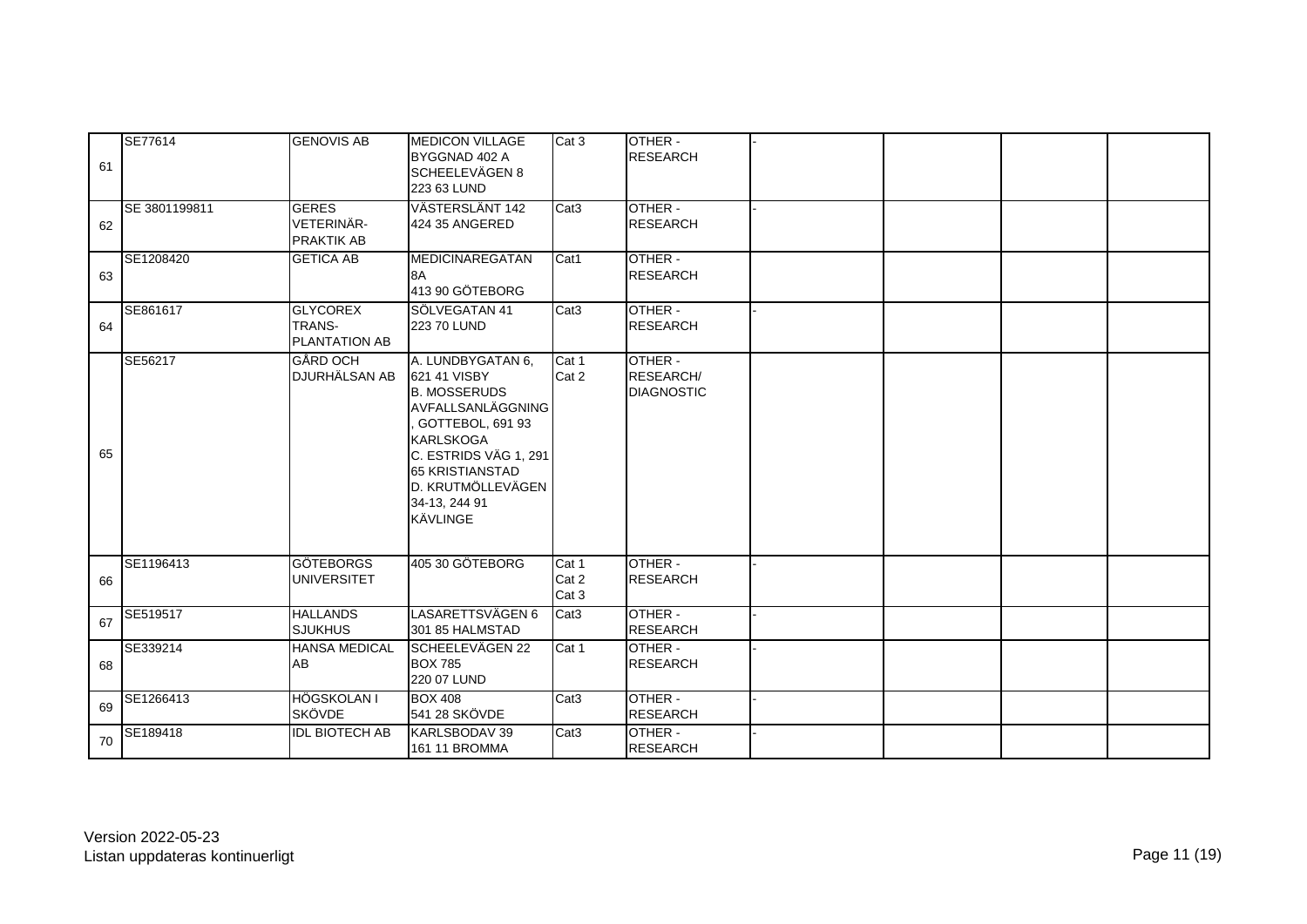| 61 | SE77614 | GENOVIS AB | MEDICON VILLAGE BYGGNAD 402 A SCHEELEVÄGEN 8 223 63 LUND | Cat 3 | OTHER - RESEARCH | - | | | |
|---|---|---|---|---|---|---|---|---|---|
| 62 | SE 3801199811 | GERES VETERINÄR-PRAKTIK AB | VÄSTERSLÄNT 142 424 35 ANGERED | Cat3 | OTHER - RESEARCH | - | | | |
| 63 | SE1208420 | GETICA AB | MEDICINAREGATAN 8A 413 90 GÖTEBORG | Cat1 | OTHER - RESEARCH | | | | |
| 64 | SE861617 | GLYCOREX TRANS-PLANTATION AB | SÖLVEGATAN 41 223 70 LUND | Cat3 | OTHER - RESEARCH | - | | | |
| 65 | SE56217 | GÅRD OCH DJURHÄLSAN AB | A. LUNDBYGATAN 6, 621 41 VISBY B. MOSSERUDS AVFALLSANLÄGGNING, GOTTEBOL, 691 93 KARLSKOGA C. ESTRIDS VÄG 1, 291 65 KRISTIANSTAD D. KRUTMÖLLEVÄGEN 34-13, 244 91 KÄVLINGE | Cat 1 Cat 2 | OTHER - RESEARCH/ DIAGNOSTIC | | | | |
| 66 | SE1196413 | GÖTEBORGS UNIVERSITET | 405 30 GÖTEBORG | Cat 1 Cat 2 Cat 3 | OTHER - RESEARCH | - | | | |
| 67 | SE519517 | HALLANDS SJUKHUS | LASARETTSVÄGEN 6 301 85 HALMSTAD | Cat3 | OTHER - RESEARCH | - | | | |
| 68 | SE339214 | HANSA MEDICAL AB | SCHEELEVÄGEN 22 BOX 785 220 07 LUND | Cat 1 | OTHER - RESEARCH | - | | | |
| 69 | SE1266413 | HÖGSKOLAN I SKÖVDE | BOX 408 541 28 SKÖVDE | Cat3 | OTHER - RESEARCH | - | | | |
| 70 | SE189418 | IDL BIOTECH AB | KARLSBODAV 39 161 11 BROMMA | Cat3 | OTHER - RESEARCH | - | | | |

Version 2022-05-23
Listan uppdateras kontinuerligt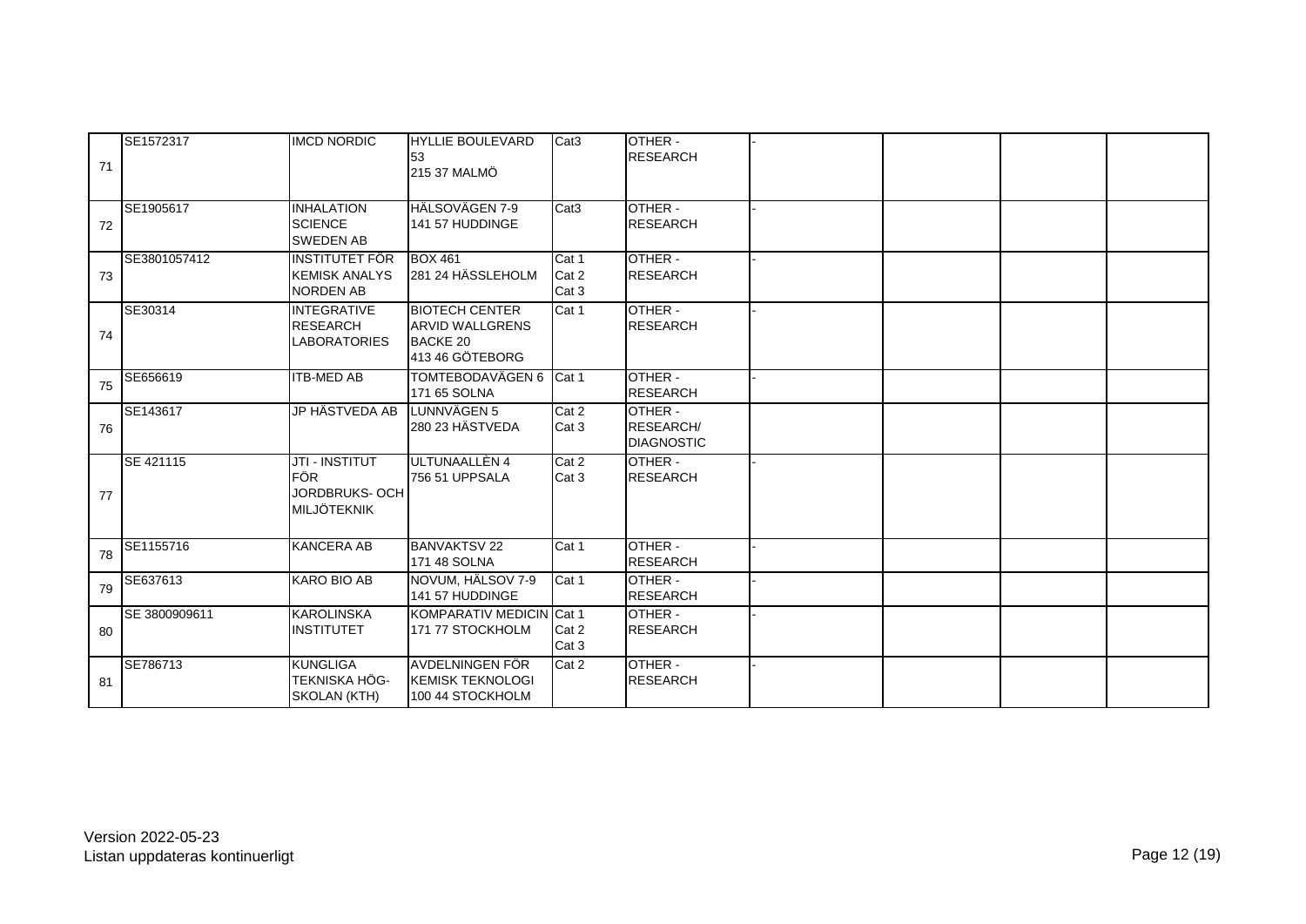| 71 | SE1572317 | IMCD NORDIC | HYLLIE BOULEVARD 53<br>215 37 MALMÖ | Cat3 | OTHER - RESEARCH | - | | | |
|---|---|---|---|---|---|---|---|---|---|
| 72 | SE1905617 | INHALATION SCIENCE SWEDEN AB | HÄLSOVÄGEN 7-9<br>141 57 HUDDINGE | Cat3 | OTHER - RESEARCH | - | | | |
| 73 | SE3801057412 | INSTITUTET FÖR KEMISK ANALYS NORDEN AB | BOX 461<br>281 24 HÄSSLEHOLM | Cat 1<br>Cat 2<br>Cat 3 | OTHER - RESEARCH | - | | | |
| 74 | SE30314 | INTEGRATIVE RESEARCH LABORATORIES | BIOTECH CENTER ARVID WALLGRENS BACKE 20<br>413 46 GÖTEBORG | Cat 1 | OTHER - RESEARCH | - | | | |
| 75 | SE656619 | ITB-MED AB | TOMTEBODAVÄGEN 6<br>171 65 SOLNA | Cat 1 | OTHER - RESEARCH | - | | | |
| 76 | SE143617 | JP HÄSTVEDA AB | LUNNVÄGEN 5<br>280 23 HÄSTVEDA | Cat 2<br>Cat 3 | OTHER - RESEARCH/ DIAGNOSTIC | | | | |
| 77 | SE 421115 | JTI - INSTITUT FÖR JORDBRUKS- OCH MILJÖTEKNIK | ULTUNAALLÈN 4<br>756 51 UPPSALA | Cat 2<br>Cat 3 | OTHER - RESEARCH | - | | | |
| 78 | SE1155716 | KANCERA AB | BANVAKTSV 22<br>171 48 SOLNA | Cat 1 | OTHER - RESEARCH | - | | | |
| 79 | SE637613 | KARO BIO AB | NOVUM, HÄLSOV 7-9<br>141 57 HUDDINGE | Cat 1 | OTHER - RESEARCH | - | | | |
| 80 | SE 3800909611 | KAROLINSKA INSTITUTET | KOMPARATIV MEDICIN<br>171 77 STOCKHOLM | Cat 1<br>Cat 2<br>Cat 3 | OTHER - RESEARCH | - | | | |
| 81 | SE786713 | KUNGLIGA TEKNISKA HÖG-SKOLAN (KTH) | AVDELNINGEN FÖR KEMISK TEKNOLOGI<br>100 44 STOCKHOLM | Cat 2 | OTHER - RESEARCH | - | | | |

Version 2022-05-23
Listan uppdateras kontinuerligt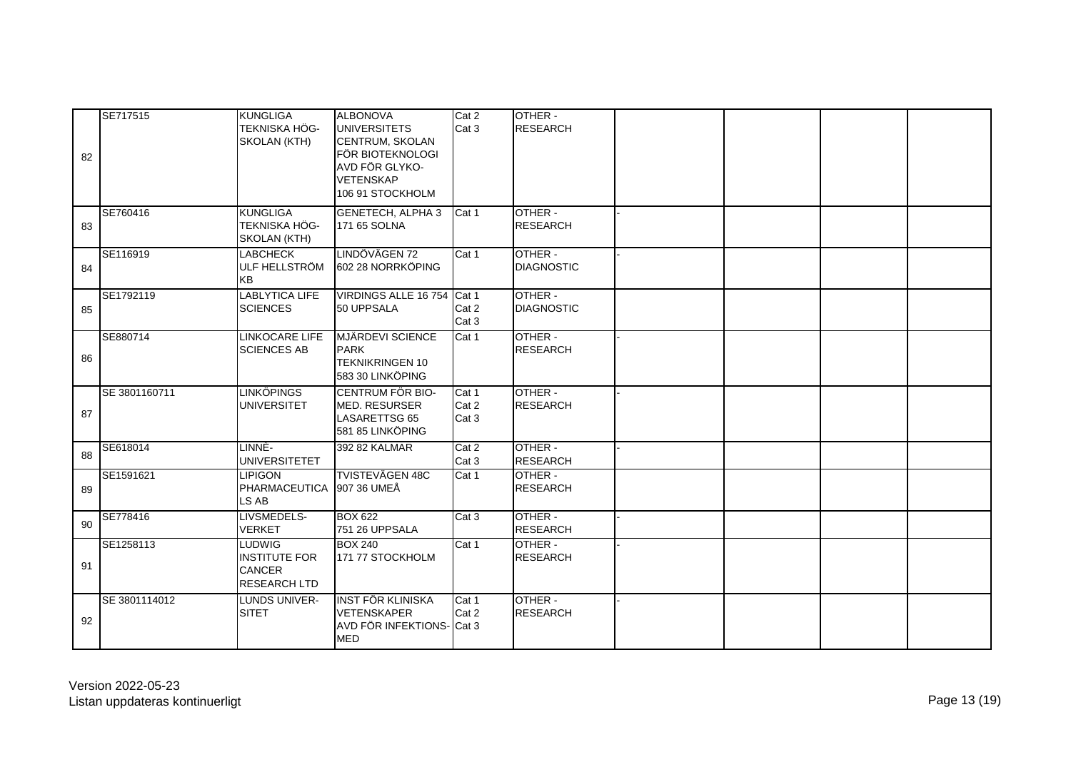| 82 | SE717515 | KUNGLIGA TEKNISKA HÖG-SKOLAN (KTH) | ALBONOVA UNIVERSITETS CENTRUM, SKOLAN FÖR BIOTEKNOLOGI AVD FÖR GLYKO-VETENSKAP 106 91 STOCKHOLM | Cat 2 Cat 3 | OTHER - RESEARCH | | | | |
|---|---|---|---|---|---|---|---|---|---|
| 83 | SE760416 | KUNGLIGA TEKNISKA HÖG-SKOLAN (KTH) | GENETECH, ALPHA 3 171 65 SOLNA | Cat 1 | OTHER - RESEARCH | - | | | |
| 84 | SE116919 | LABCHECK ULF HELLSTRÖM KB | LINDÖVÄGEN 72 602 28 NORRKÖPING | Cat 1 | OTHER - DIAGNOSTIC | - | | | |
| 85 | SE1792119 | LABLYTICA LIFE SCIENCES | VIRDINGS ALLE 16 754 50 UPPSALA | Cat 1 Cat 2 Cat 3 | OTHER - DIAGNOSTIC | | | | |
| 86 | SE880714 | LINKOCARE LIFE SCIENCES AB | MJÄRDEVI SCIENCE PARK TEKNIKRINGEN 10 583 30 LINKÖPING | Cat 1 | OTHER - RESEARCH | - | | | |
| 87 | SE 3801160711 | LINKÖPINGS UNIVERSITET | CENTRUM FÖR BIO-MED. RESURSER LASARETTSG 65 581 85 LINKÖPING | Cat 1 Cat 2 Cat 3 | OTHER - RESEARCH | - | | | |
| 88 | SE618014 | LINNÉ-UNIVERSITETET | 392 82 KALMAR | Cat 2 Cat 3 | OTHER - RESEARCH | - | | | |
| 89 | SE1591621 | LIPIGON PHARMACEUTICA LS AB | TVISTEVÄGEN 48C 907 36 UMEÅ | Cat 1 | OTHER - RESEARCH | | | | |
| 90 | SE778416 | LIVSMEDELS-VERKET | BOX 622 751 26 UPPSALA | Cat 3 | OTHER - RESEARCH | - | | | |
| 91 | SE1258113 | LUDWIG INSTITUTE FOR CANCER RESEARCH LTD | BOX 240 171 77 STOCKHOLM | Cat 1 | OTHER - RESEARCH | - | | | |
| 92 | SE 3801114012 | LUNDS UNIVER-SITET | INST FÖR KLINISKA VETENSKAPER AVD FÖR INFEKTIONS-MED | Cat 1 Cat 2 Cat 3 | OTHER - RESEARCH | - | | | |

Version 2022-05-23
Listan uppdateras kontinuerligt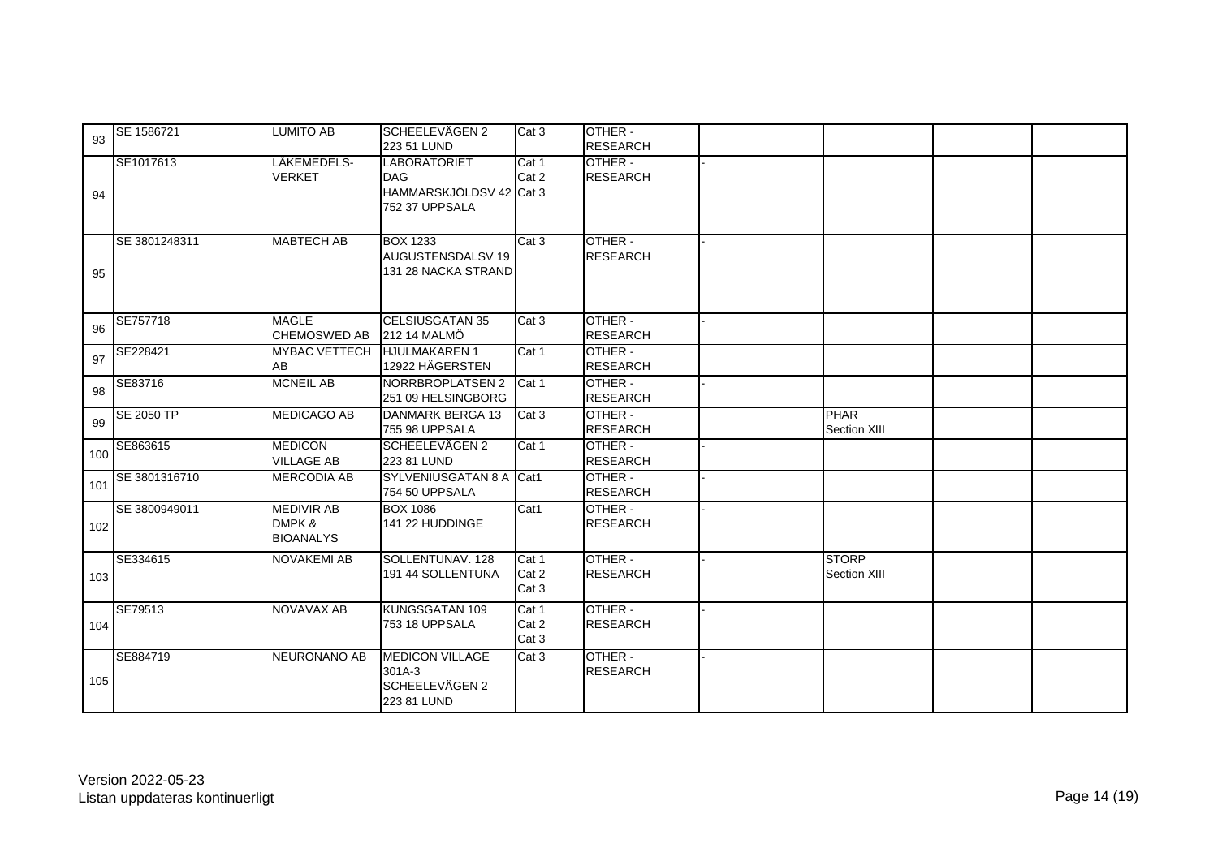| | | | | | | | | | | |
|---|---|---|---|---|---|---|---|---|---|---|
| 93 | SE 1586721 | LUMITO AB | SCHEELEVÄGEN 2<br>223 51 LUND | Cat 3 | OTHER - RESEARCH | | | | | |
| 94 | SE1017613 | LÄKEMEDELS-VERKET | LABORATORIET DAG HAMMARSKJÖLDSV 42<br>752 37 UPPSALA | Cat 1<br>Cat 2<br>Cat 3 | OTHER - RESEARCH | - | | | | |
| 95 | SE 3801248311 | MABTECH AB | BOX 1233<br>AUGUSTENSDALSV 19<br>131 28 NACKA STRAND | Cat 3 | OTHER - RESEARCH | - | | | | |
| 96 | SE757718 | MAGLE CHEMOSWED AB | CELSIUSGATAN 35<br>212 14 MALMÖ | Cat 3 | OTHER - RESEARCH | - | | | | |
| 97 | SE228421 | MYBAC VETTECH AB | HJULMAKAREN 1<br>12922 HÄGERSTEN | Cat 1 | OTHER - RESEARCH | | | | | |
| 98 | SE83716 | MCNEIL AB | NORRBROPLATSEN 2<br>251 09 HELSINGBORG | Cat 1 | OTHER - RESEARCH | - | | | | |
| 99 | SE 2050 TP | MEDICAGO AB | DANMARK BERGA 13<br>755 98 UPPSALA | Cat 3 | OTHER - RESEARCH | | | PHAR Section XIII | | |
| 100 | SE863615 | MEDICON VILLAGE AB | SCHEELEVÄGEN 2<br>223 81 LUND | Cat 1 | OTHER - RESEARCH | - | | | | |
| 101 | SE 3801316710 | MERCODIA AB | SYLVENIUSGATAN 8 A<br>754 50 UPPSALA | Cat1 | OTHER - RESEARCH | - | | | | |
| 102 | SE 3800949011 | MEDIVIR AB DMPK & BIOANALYS | BOX 1086<br>141 22 HUDDINGE | Cat1 | OTHER - RESEARCH | - | | | | |
| 103 | SE334615 | NOVAKEMI AB | SOLLENTUNAV. 128<br>191 44 SOLLENTUNA | Cat 1<br>Cat 2<br>Cat 3 | OTHER - RESEARCH | - | | STORP Section XIII | | |
| 104 | SE79513 | NOVAVAX AB | KUNGSGATAN 109<br>753 18 UPPSALA | Cat 1<br>Cat 2<br>Cat 3 | OTHER - RESEARCH | - | | | | |
| 105 | SE884719 | NEURONANO AB | MEDICON VILLAGE 301A-3<br>SCHEELEVÄGEN 2<br>223 81 LUND | Cat 3 | OTHER - RESEARCH | - | | | | |

Version 2022-05-23
Listan uppdateras kontinuerligt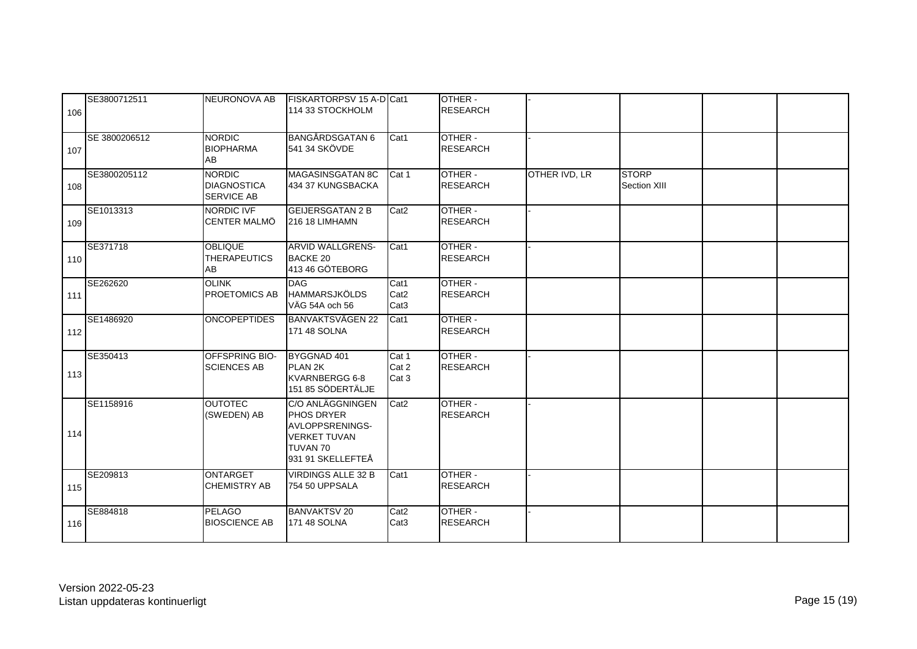| 106 | SE3800712511 | NEURONOVA AB | FISKARTORPSV 15 A-D 114 33 STOCKHOLM | Cat1 | OTHER - RESEARCH | - | | | |
|---|---|---|---|---|---|---|---|---|---|
| 107 | SE 3800206512 | NORDIC BIOPHARMA AB | BANGÅRDSGATAN 6 541 34 SKÖVDE | Cat1 | OTHER - RESEARCH | - | | | |
| 108 | SE3800205112 | NORDIC DIAGNOSTICA SERVICE AB | MAGASINSGATAN 8C 434 37 KUNGSBACKA | Cat 1 | OTHER - RESEARCH | OTHER IVD, LR | STORP Section XIII | | |
| 109 | SE1013313 | NORDIC IVF CENTER MALMÖ | GEIJERSGATAN 2 B 216 18 LIMHAMN | Cat2 | OTHER - RESEARCH | - | | | |
| 110 | SE371718 | OBLIQUE THERAPEUTICS AB | ARVID WALLGRENS-BACKE 20 413 46 GÖTEBORG | Cat1 | OTHER - RESEARCH | - | | | |
| 111 | SE262620 | OLINK PROETOMICS AB | DAG HAMMARSJKÖLDS VÄG 54A och 56 | Cat1 Cat2 Cat3 | OTHER - RESEARCH | | | | |
| 112 | SE1486920 | ONCOPEPTIDES | BANVAKTSVÄGEN 22 171 48 SOLNA | Cat1 | OTHER - RESEARCH | | | | |
| 113 | SE350413 | OFFSPRING BIO-SCIENCES AB | BYGGNAD 401 PLAN 2K KVARNBERGG 6-8 151 85 SÖDERTÄLJE | Cat 1 Cat 2 Cat 3 | OTHER - RESEARCH | - | | | |
| 114 | SE1158916 | OUTOTEC (SWEDEN) AB | C/O ANLÄGGNINGEN PHOS DRYER AVLOPPSRENINGS-VERKET TUVAN TUVAN 70 931 91 SKELLEFTEÅ | Cat2 | OTHER - RESEARCH | - | | | |
| 115 | SE209813 | ONTARGET CHEMISTRY AB | VIRDINGS ALLE 32 B 754 50 UPPSALA | Cat1 | OTHER - RESEARCH | - | | | |
| 116 | SE884818 | PELAGO BIOSCIENCE AB | BANVAKTSV 20 171 48 SOLNA | Cat2 Cat3 | OTHER - RESEARCH | - | | | |

Version 2022-05-23
Listan uppdateras kontinuerligt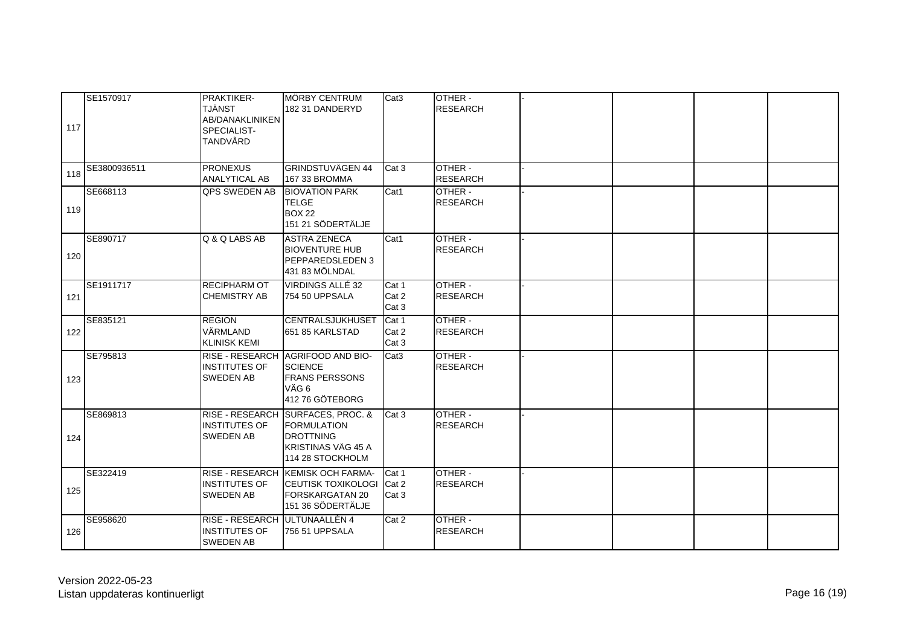| | | | | | | | | | | |
|---|---|---|---|---|---|---|---|---|---|---|
| 117 | SE1570917 | PRAKTIKER-TJÄNST AB/DANAKLINIKEN SPECIALIST-TANDVÅRD | MÖRBY CENTRUM 182 31 DANDERYD | Cat3 | OTHER - RESEARCH | - | | | | |
| 118 | SE3800936511 | PRONEXUS ANALYTICAL AB | GRINDSTUVÄGEN 44 167 33 BROMMA | Cat 3 | OTHER - RESEARCH | - | | | | |
| 119 | SE668113 | QPS SWEDEN AB | BIOVATION PARK TELGE BOX 22 151 21 SÖDERTÄLJE | Cat1 | OTHER - RESEARCH | - | | | | |
| 120 | SE890717 | Q & Q LABS AB | ASTRA ZENECA BIOVENTURE HUB PEPPAREDSLEDEN 3 431 83 MÖLNDAL | Cat1 | OTHER - RESEARCH | - | | | | |
| 121 | SE1911717 | RECIPHARM OT CHEMISTRY AB | VIRDINGS ALLÉ 32 754 50 UPPSALA | Cat 1 Cat 2 Cat 3 | OTHER - RESEARCH | - | | | | |
| 122 | SE835121 | REGION VÄRMLAND KLINISK KEMI | CENTRALSJUKHUSET 651 85 KARLSTAD | Cat 1 Cat 2 Cat 3 | OTHER - RESEARCH | | | | | |
| 123 | SE795813 | RISE - RESEARCH INSTITUTES OF SWEDEN AB | AGRIFOOD AND BIO-SCIENCE FRANS PERSSONS VÄG 6 412 76 GÖTEBORG | Cat3 | OTHER - RESEARCH | - | | | | |
| 124 | SE869813 | RISE - RESEARCH INSTITUTES OF SWEDEN AB | SURFACES, PROC. & FORMULATION DROTTNING KRISTINAS VÄG 45 A 114 28 STOCKHOLM | Cat 3 | OTHER - RESEARCH | - | | | | |
| 125 | SE322419 | RISE - RESEARCH INSTITUTES OF SWEDEN AB | KEMISK OCH FARMA-CEUTISK TOXIKOLOGI FORSKARGATAN 20 151 36 SÖDERTÄLJE | Cat 1 Cat 2 Cat 3 | OTHER - RESEARCH | - | | | | |
| 126 | SE958620 | RISE - RESEARCH INSTITUTES OF SWEDEN AB | ULTUNAALLÉN 4 756 51 UPPSALA | Cat 2 | OTHER - RESEARCH | | | | | |

Version 2022-05-23
Listan uppdateras kontinuerligt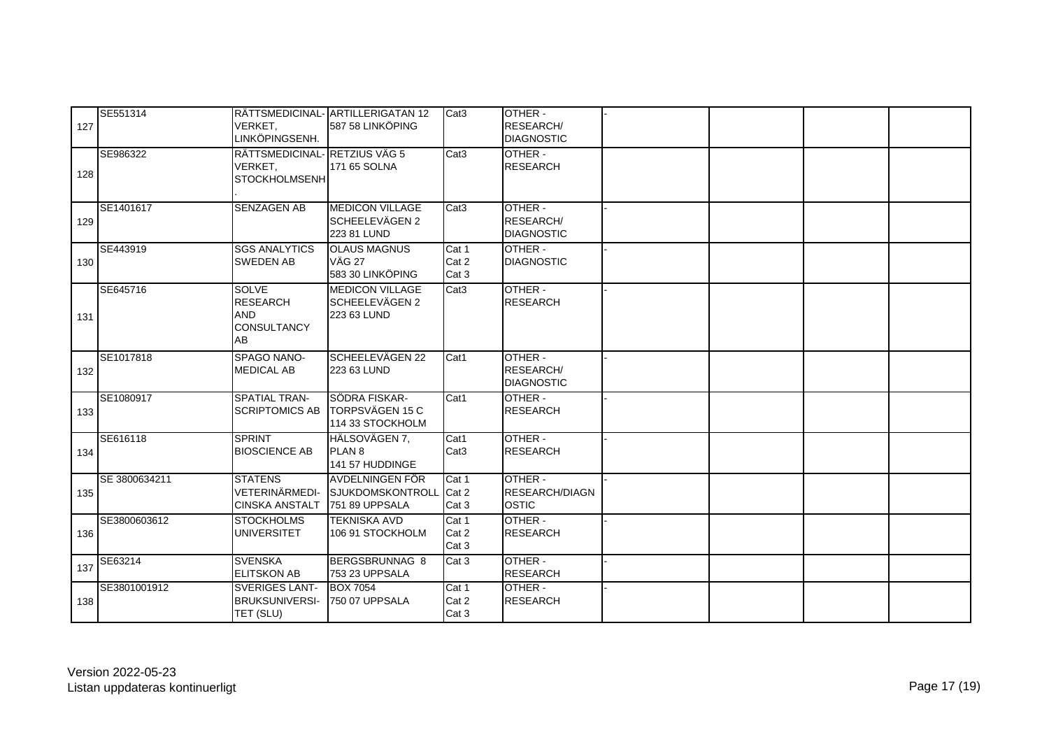| | | | | | | | | | | |
|---|---|---|---|---|---|---|---|---|---|---|
| 127 | SE551314 | RÄTTSMEDICINAL-VERKET, LINKÖPINGSENH. | ARTILLERIGATAN 12 587 58 LINKÖPING | Cat3 | OTHER - RESEARCH/ DIAGNOSTIC | - | | | | |
| 128 | SE986322 | RÄTTSMEDICINAL-VERKET, STOCKHOLMSENH. | RETZIUS VÄG 5 171 65 SOLNA | Cat3 | OTHER - RESEARCH | | | | | |
| 129 | SE1401617 | SENZAGEN AB | MEDICON VILLAGE SCHEELEVÄGEN 2 223 81 LUND | Cat3 | OTHER - RESEARCH/ DIAGNOSTIC | - | | | | |
| 130 | SE443919 | SGS ANALYTICS SWEDEN AB | OLAUS MAGNUS VÄG 27 583 30 LINKÖPING | Cat 1 Cat 2 Cat 3 | OTHER - DIAGNOSTIC | - | | | | |
| 131 | SE645716 | SOLVE RESEARCH AND CONSULTANCY AB | MEDICON VILLAGE SCHEELEVÄGEN 2 223 63 LUND | Cat3 | OTHER - RESEARCH | - | | | | |
| 132 | SE1017818 | SPAGO NANO-MEDICAL AB | SCHEELEVÄGEN 22 223 63 LUND | Cat1 | OTHER - RESEARCH/ DIAGNOSTIC | - | | | | |
| 133 | SE1080917 | SPATIAL TRAN-SCRIPTOMICS AB | SÖDRA FISKAR-TORPSVÄGEN 15 C 114 33 STOCKHOLM | Cat1 | OTHER - RESEARCH | - | | | | |
| 134 | SE616118 | SPRINT BIOSCIENCE AB | HÄLSOVÄGEN 7, PLAN 8 141 57 HUDDINGE | Cat1 Cat3 | OTHER - RESEARCH | - | | | | |
| 135 | SE 3800634211 | STATENS VETERINÄRMEDI-CINSKA ANSTALT | AVDELNINGEN FÖR SJUKDOMSKONTROLL 751 89 UPPSALA | Cat 1 Cat 2 Cat 3 | OTHER - RESEARCH/DIAGNOSTIC | - | | | | |
| 136 | SE3800603612 | STOCKHOLMS UNIVERSITET | TEKNISKA AVD 106 91 STOCKHOLM | Cat 1 Cat 2 Cat 3 | OTHER - RESEARCH | - | | | | |
| 137 | SE63214 | SVENSKA ELITSKON AB | BERGSBRUNNAG 8 753 23 UPPSALA | Cat 3 | OTHER - RESEARCH | - | | | | |
| 138 | SE3801001912 | SVERIGES LANT-BRUKSUNIVERSI-TET (SLU) | BOX 7054 750 07 UPPSALA | Cat 1 Cat 2 Cat 3 | OTHER - RESEARCH | - | | | | |

Version 2022-05-23
Listan uppdateras kontinuerligt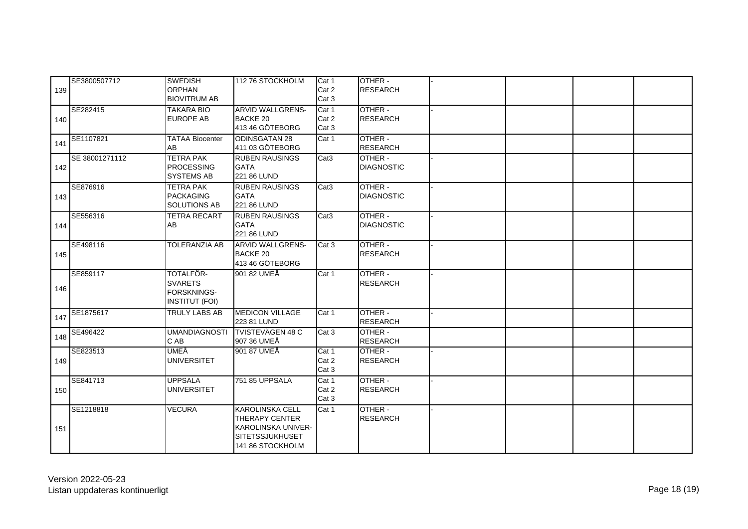| | | | | | | | | | | |
|---|---|---|---|---|---|---|---|---|---|---|
| 139 | SE3800507712 | SWEDISH ORPHAN BIOVITRUM AB | 112 76 STOCKHOLM | Cat 1<br>Cat 2<br>Cat 3 | OTHER - RESEARCH | - | | | | |
| 140 | SE282415 | TAKARA BIO EUROPE AB | ARVID WALLGRENS-BACKE 20<br>413 46 GÖTEBORG | Cat 1<br>Cat 2<br>Cat 3 | OTHER - RESEARCH | - | | | | |
| 141 | SE1107821 | TATAA Biocenter AB | ODINSGATAN 28<br>411 03 GÖTEBORG | Cat 1 | OTHER - RESEARCH | | | | | |
| 142 | SE 38001271112 | TETRA PAK PROCESSING SYSTEMS AB | RUBEN RAUSINGS GATA<br>221 86 LUND | Cat3 | OTHER - DIAGNOSTIC | - | | | | |
| 143 | SE876916 | TETRA PAK PACKAGING SOLUTIONS AB | RUBEN RAUSINGS GATA<br>221 86 LUND | Cat3 | OTHER - DIAGNOSTIC | - | | | | |
| 144 | SE556316 | TETRA RECART AB | RUBEN RAUSINGS GATA<br>221 86 LUND | Cat3 | OTHER - DIAGNOSTIC | - | | | | |
| 145 | SE498116 | TOLERANZIA AB | ARVID WALLGRENS-BACKE 20<br>413 46 GÖTEBORG | Cat 3 | OTHER - RESEARCH | - | | | | |
| 146 | SE859117 | TOTALFÖR-SVARETS FORSKNINGS-INSTITUT (FOI) | 901 82 UMEÅ | Cat 1 | OTHER - RESEARCH | - | | | | |
| 147 | SE1875617 | TRULY LABS AB | MEDICON VILLAGE<br>223 81 LUND | Cat 1 | OTHER - RESEARCH | - | | | | |
| 148 | SE496422 | UMANDIAGNOSTIC AB | TVISTEVÄGEN 48 C<br>907 36 UMEÅ | Cat 3 | OTHER - RESEARCH | - | | | | |
| 149 | SE823513 | UMEÅ UNIVERSITET | 901 87 UMEÅ | Cat 1<br>Cat 2<br>Cat 3 | OTHER - RESEARCH | - | | | | |
| 150 | SE841713 | UPPSALA UNIVERSITET | 751 85 UPPSALA | Cat 1<br>Cat 2<br>Cat 3 | OTHER - RESEARCH | - | | | | |
| 151 | SE1218818 | VECURA | KAROLINSKA CELL THERAPY CENTER<br>KAROLINSKA UNIVER-SITETSSJUKHUSET<br>141 86 STOCKHOLM | Cat 1 | OTHER - RESEARCH | - | | | | |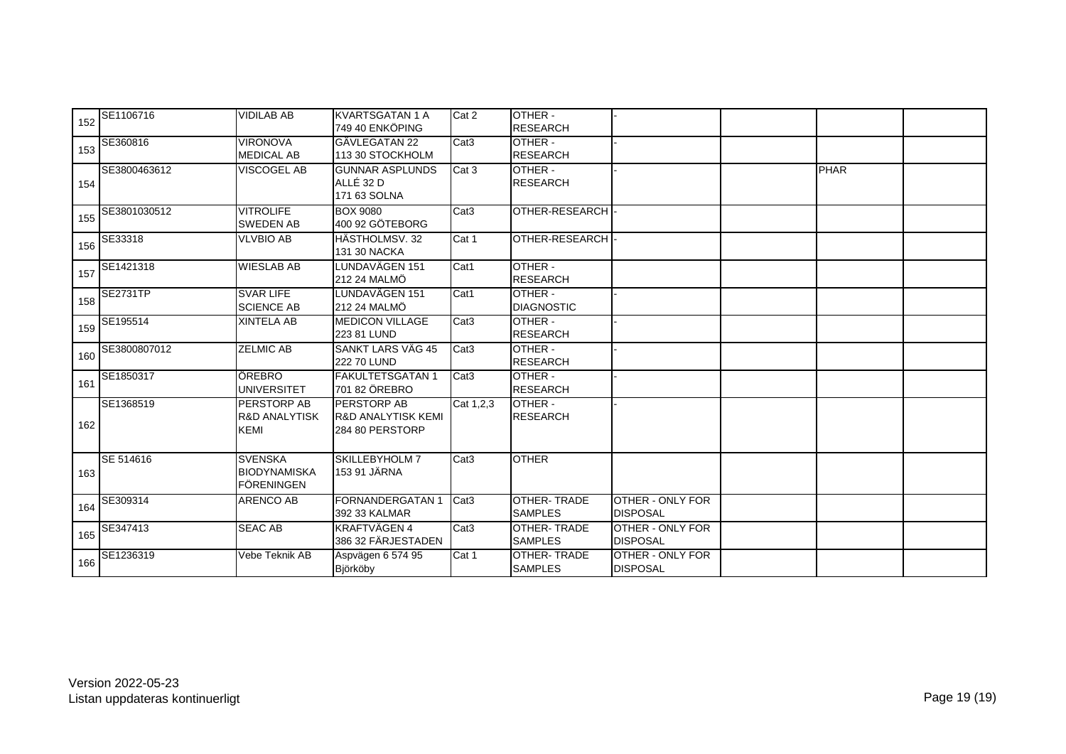| | | | | | | | | | |
|---|---|---|---|---|---|---|---|---|---|
| 152 | SE1106716 | VIDILAB AB | KVARTSGATAN 1 A 749 40 ENKÖPING | Cat 2 | OTHER - RESEARCH | - | | | |
| 153 | SE360816 | VIRONOVA MEDICAL AB | GÄVLEGATAN 22 113 30 STOCKHOLM | Cat3 | OTHER - RESEARCH | - | | | |
| 154 | SE3800463612 | VISCOGEL AB | GUNNAR ASPLUNDS ALLÉ 32 D 171 63 SOLNA | Cat 3 | OTHER - RESEARCH | - | | PHAR | |
| 155 | SE3801030512 | VITROLIFE SWEDEN AB | BOX 9080 400 92 GÖTEBORG | Cat3 | OTHER-RESEARCH | - | | | |
| 156 | SE33318 | VLVBIO AB | HÄSTHOLMSV. 32 131 30 NACKA | Cat 1 | OTHER-RESEARCH | - | | | |
| 157 | SE1421318 | WIESLAB AB | LUNDAVÄGEN 151 212 24 MALMÖ | Cat1 | OTHER - RESEARCH | | | | |
| 158 | SE2731TP | SVAR LIFE SCIENCE AB | LUNDAVÄGEN 151 212 24 MALMÖ | Cat1 | OTHER - DIAGNOSTIC | - | | | |
| 159 | SE195514 | XINTELA AB | MEDICON VILLAGE 223 81 LUND | Cat3 | OTHER - RESEARCH | - | | | |
| 160 | SE3800807012 | ZELMIC AB | SANKT LARS VÄG 45 222 70 LUND | Cat3 | OTHER - RESEARCH | - | | | |
| 161 | SE1850317 | ÖREBRO UNIVERSITET | FAKULTETSGATAN 1 701 82 ÖREBRO | Cat3 | OTHER - RESEARCH | - | | | |
| 162 | SE1368519 | PERSTORP AB R&D ANALYTISK KEMI | PERSTORP AB R&D ANALYTISK KEMI 284 80 PERSTORP | Cat 1,2,3 | OTHER - RESEARCH | - | | | |
| 163 | SE 514616 | SVENSKA BIODYNAMISKA FÖRENINGEN | SKILLEBYHOLM 7 153 91 JÄRNA | Cat3 | OTHER | | | | |
| 164 | SE309314 | ARENCO AB | FORNANDERGATAN 1 392 33 KALMAR | Cat3 | OTHER- TRADE SAMPLES | OTHER - ONLY FOR DISPOSAL | | | |
| 165 | SE347413 | SEAC AB | KRAFTVÄGEN 4 386 32 FÄRJESTADEN | Cat3 | OTHER- TRADE SAMPLES | OTHER - ONLY FOR DISPOSAL | | | |
| 166 | SE1236319 | Vebe Teknik AB | Aspvägen 6 574 95 Björköby | Cat 1 | OTHER- TRADE SAMPLES | OTHER - ONLY FOR DISPOSAL | | | |

Version 2022-05-23
Listan uppdateras kontinuerligt